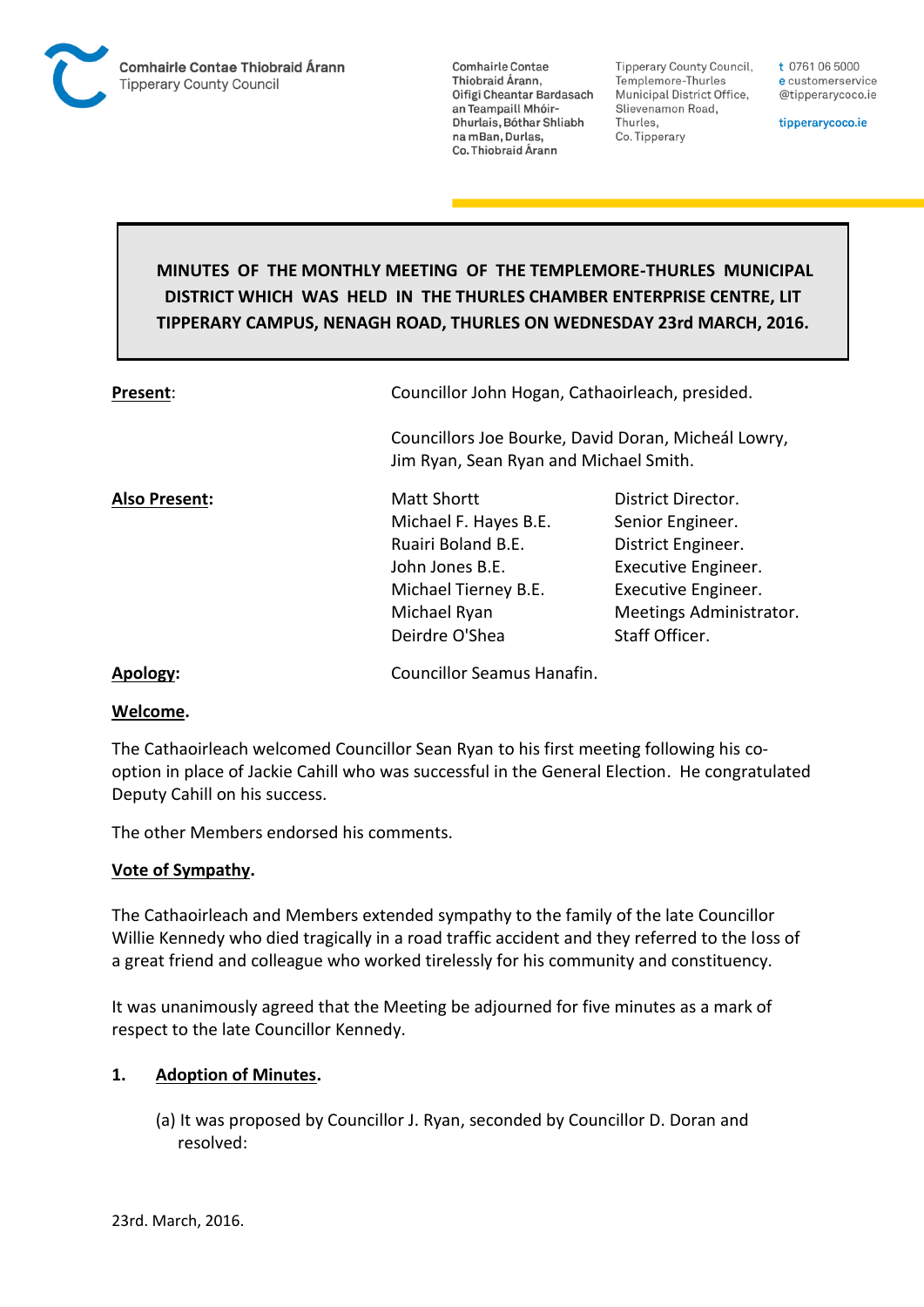Comhairle Contae Thiobraid Árann
Tipperary County Council

Comhairle Contae Thiobraid Árann, Oifigi Cheantar Bardasach an Teampaill Mhóir-Dhurlais, Bóthar Shliabh na mBan, Durlas, Co. Thiobraid Árann

Tipperary County Council, Templemore-Thurles Municipal District Office, Slievenamon Road, Thurles, Co. Tipperary

t 0761 06 5000
e customerservice@tipperarycoco.ie

tipperarycoco.ie

# MINUTES OF THE MONTHLY MEETING OF THE TEMPLEMORE-THURLES MUNICIPAL DISTRICT WHICH WAS HELD IN THE THURLES CHAMBER ENTERPRISE CENTRE, LIT TIPPERARY CAMPUS, NENAGH ROAD, THURLES ON WEDNESDAY 23rd MARCH, 2016.

**Present**: Councillor John Hogan, Cathaoirleach, presided.

Councillors Joe Bourke, David Doran, Micheál Lowry, Jim Ryan, Sean Ryan and Michael Smith.

**Also Present**:

| | |
|---|---|
| Matt Shortt | District Director. |
| Michael F. Hayes B.E. | Senior Engineer. |
| Ruairi Boland B.E. | District Engineer. |
| John Jones B.E. | Executive Engineer. |
| Michael Tierney B.E. | Executive Engineer. |
| Michael Ryan | Meetings Administrator. |
| Deirdre O'Shea | Staff Officer. |

**Apology**: Councillor Seamus Hanafin.

**Welcome.**

The Cathaoirleach welcomed Councillor Sean Ryan to his first meeting following his co-option in place of Jackie Cahill who was successful in the General Election. He congratulated Deputy Cahill on his success.

The other Members endorsed his comments.

**Vote of Sympathy.**

The Cathaoirleach and Members extended sympathy to the family of the late Councillor Willie Kennedy who died tragically in a road traffic accident and they referred to the loss of a great friend and colleague who worked tirelessly for his community and constituency.

It was unanimously agreed that the Meeting be adjourned for five minutes as a mark of respect to the late Councillor Kennedy.

**1. Adoption of Minutes.**

(a) It was proposed by Councillor J. Ryan, seconded by Councillor D. Doran and resolved: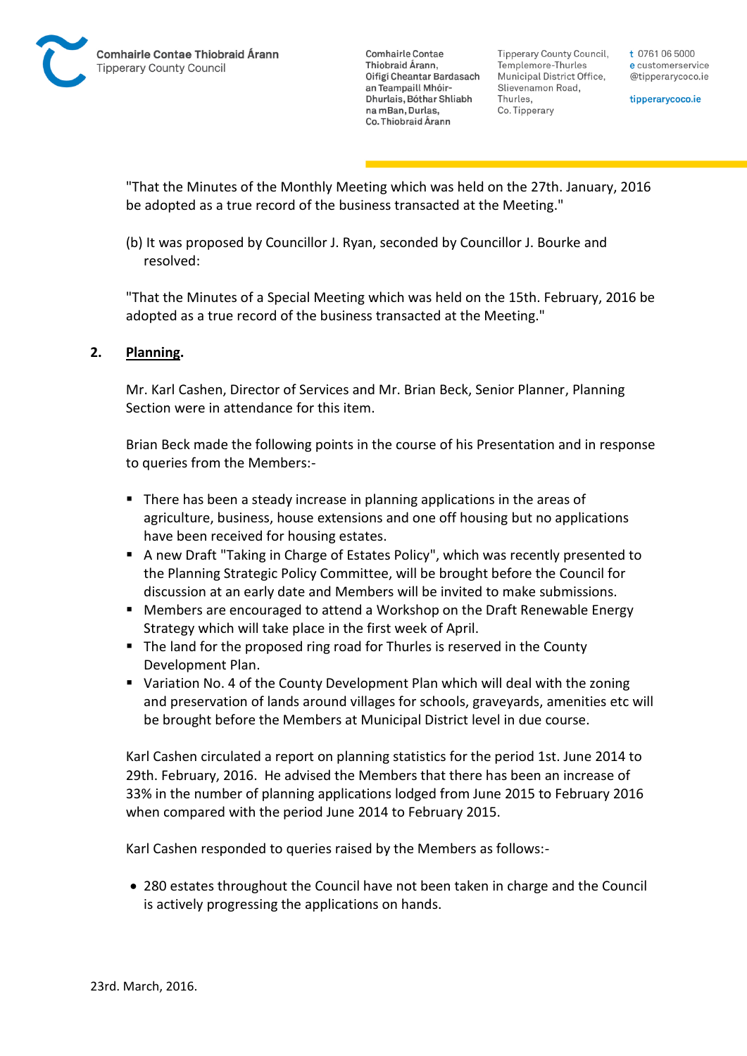"That the Minutes of the Monthly Meeting which was held on the 27th. January, 2016 be adopted as a true record of the business transacted at the Meeting."

(b) It was proposed by Councillor J. Ryan, seconded by Councillor J. Bourke and resolved:

"That the Minutes of a Special Meeting which was held on the 15th. February, 2016 be adopted as a true record of the business transacted at the Meeting."

**2. Planning.**

Mr. Karl Cashen, Director of Services and Mr. Brian Beck, Senior Planner, Planning Section were in attendance for this item.

Brian Beck made the following points in the course of his Presentation and in response to queries from the Members:-

- There has been a steady increase in planning applications in the areas of agriculture, business, house extensions and one off housing but no applications have been received for housing estates.
- A new Draft "Taking in Charge of Estates Policy", which was recently presented to the Planning Strategic Policy Committee, will be brought before the Council for discussion at an early date and Members will be invited to make submissions.
- Members are encouraged to attend a Workshop on the Draft Renewable Energy Strategy which will take place in the first week of April.
- The land for the proposed ring road for Thurles is reserved in the County Development Plan.
- Variation No. 4 of the County Development Plan which will deal with the zoning and preservation of lands around villages for schools, graveyards, amenities etc will be brought before the Members at Municipal District level in due course.

Karl Cashen circulated a report on planning statistics for the period 1st. June 2014 to 29th. February, 2016. He advised the Members that there has been an increase of 33% in the number of planning applications lodged from June 2015 to February 2016 when compared with the period June 2014 to February 2015.

Karl Cashen responded to queries raised by the Members as follows:-

- 280 estates throughout the Council have not been taken in charge and the Council is actively progressing the applications on hands.

23rd. March, 2016.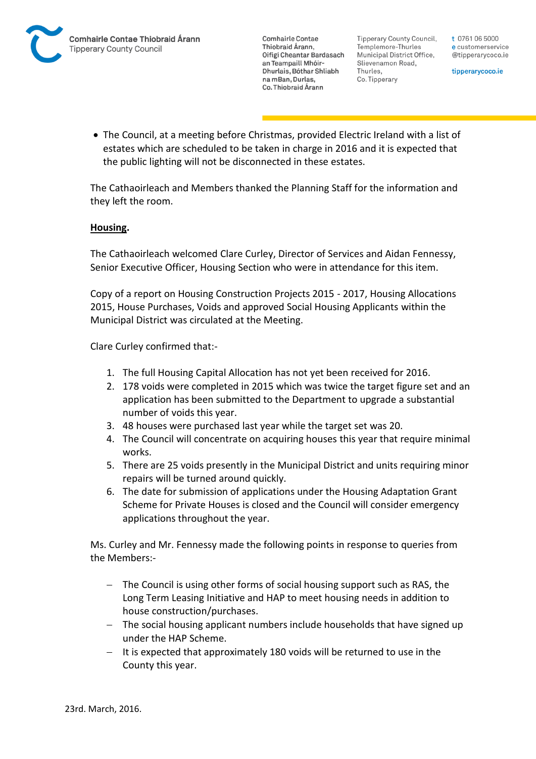- The Council, at a meeting before Christmas, provided Electric Ireland with a list of estates which are scheduled to be taken in charge in 2016 and it is expected that the public lighting will not be disconnected in these estates.

The Cathaoirleach and Members thanked the Planning Staff for the information and they left the room.

**Housing.**

The Cathaoirleach welcomed Clare Curley, Director of Services and Aidan Fennessy, Senior Executive Officer, Housing Section who were in attendance for this item.

Copy of a report on Housing Construction Projects 2015 - 2017, Housing Allocations 2015, House Purchases, Voids and approved Social Housing Applicants within the Municipal District was circulated at the Meeting.

Clare Curley confirmed that:-

1. The full Housing Capital Allocation has not yet been received for 2016.
2. 178 voids were completed in 2015 which was twice the target figure set and an application has been submitted to the Department to upgrade a substantial number of voids this year.
3. 48 houses were purchased last year while the target set was 20.
4. The Council will concentrate on acquiring houses this year that require minimal works.
5. There are 25 voids presently in the Municipal District and units requiring minor repairs will be turned around quickly.
6. The date for submission of applications under the Housing Adaptation Grant Scheme for Private Houses is closed and the Council will consider emergency applications throughout the year.

Ms. Curley and Mr. Fennessy made the following points in response to queries from the Members:-

- The Council is using other forms of social housing support such as RAS, the Long Term Leasing Initiative and HAP to meet housing needs in addition to house construction/purchases.
- The social housing applicant numbers include households that have signed up under the HAP Scheme.
- It is expected that approximately 180 voids will be returned to use in the County this year.

23rd. March, 2016.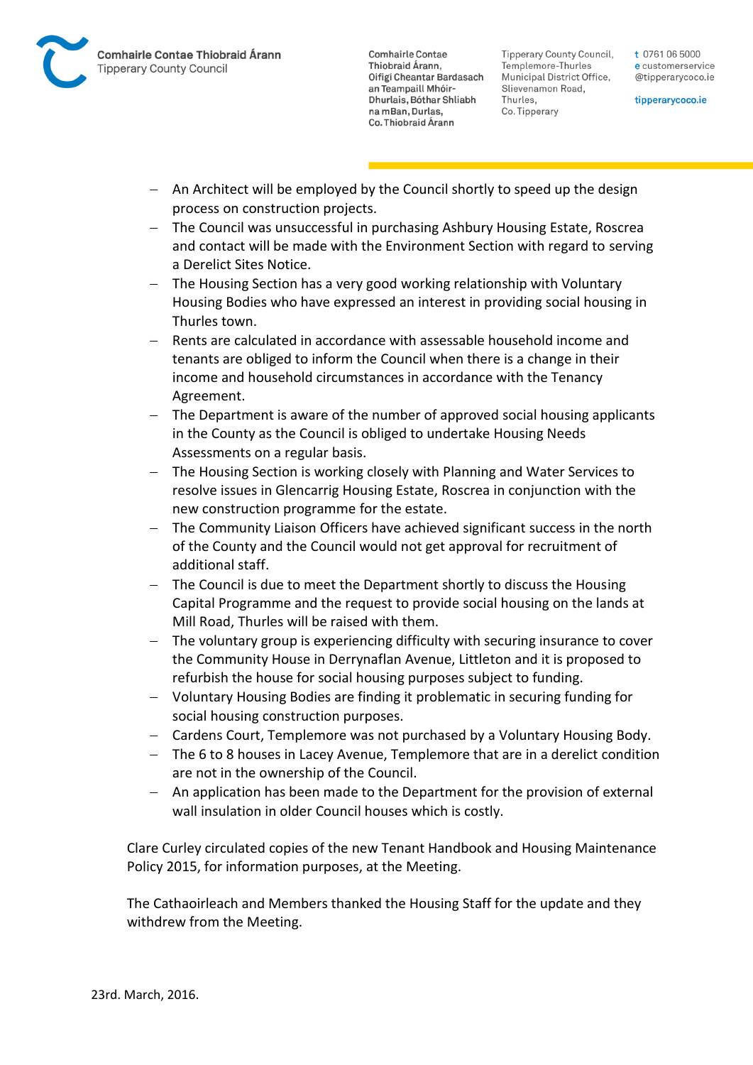- An Architect will be employed by the Council shortly to speed up the design process on construction projects.
- The Council was unsuccessful in purchasing Ashbury Housing Estate, Roscrea and contact will be made with the Environment Section with regard to serving a Derelict Sites Notice.
- The Housing Section has a very good working relationship with Voluntary Housing Bodies who have expressed an interest in providing social housing in Thurles town.
- Rents are calculated in accordance with assessable household income and tenants are obliged to inform the Council when there is a change in their income and household circumstances in accordance with the Tenancy Agreement.
- The Department is aware of the number of approved social housing applicants in the County as the Council is obliged to undertake Housing Needs Assessments on a regular basis.
- The Housing Section is working closely with Planning and Water Services to resolve issues in Glencarrig Housing Estate, Roscrea in conjunction with the new construction programme for the estate.
- The Community Liaison Officers have achieved significant success in the north of the County and the Council would not get approval for recruitment of additional staff.
- The Council is due to meet the Department shortly to discuss the Housing Capital Programme and the request to provide social housing on the lands at Mill Road, Thurles will be raised with them.
- The voluntary group is experiencing difficulty with securing insurance to cover the Community House in Derrynaflan Avenue, Littleton and it is proposed to refurbish the house for social housing purposes subject to funding.
- Voluntary Housing Bodies are finding it problematic in securing funding for social housing construction purposes.
- Cardens Court, Templemore was not purchased by a Voluntary Housing Body.
- The 6 to 8 houses in Lacey Avenue, Templemore that are in a derelict condition are not in the ownership of the Council.
- An application has been made to the Department for the provision of external wall insulation in older Council houses which is costly.

Clare Curley circulated copies of the new Tenant Handbook and Housing Maintenance Policy 2015, for information purposes, at the Meeting.

The Cathaoirleach and Members thanked the Housing Staff for the update and they withdrew from the Meeting.

23rd. March, 2016.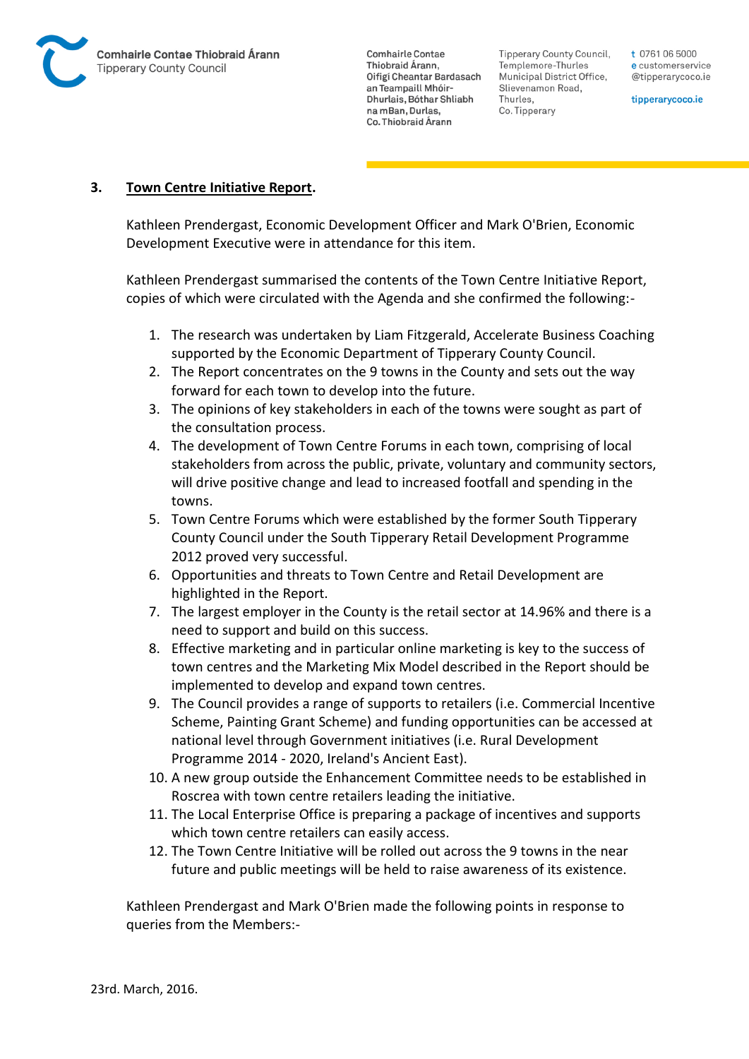3. **Town Centre Initiative Report.**

Kathleen Prendergast, Economic Development Officer and Mark O'Brien, Economic Development Executive were in attendance for this item.

Kathleen Prendergast summarised the contents of the Town Centre Initiative Report, copies of which were circulated with the Agenda and she confirmed the following:-

1. The research was undertaken by Liam Fitzgerald, Accelerate Business Coaching supported by the Economic Department of Tipperary County Council.
2. The Report concentrates on the 9 towns in the County and sets out the way forward for each town to develop into the future.
3. The opinions of key stakeholders in each of the towns were sought as part of the consultation process.
4. The development of Town Centre Forums in each town, comprising of local stakeholders from across the public, private, voluntary and community sectors, will drive positive change and lead to increased footfall and spending in the towns.
5. Town Centre Forums which were established by the former South Tipperary County Council under the South Tipperary Retail Development Programme 2012 proved very successful.
6. Opportunities and threats to Town Centre and Retail Development are highlighted in the Report.
7. The largest employer in the County is the retail sector at 14.96% and there is a need to support and build on this success.
8. Effective marketing and in particular online marketing is key to the success of town centres and the Marketing Mix Model described in the Report should be implemented to develop and expand town centres.
9. The Council provides a range of supports to retailers (i.e. Commercial Incentive Scheme, Painting Grant Scheme) and funding opportunities can be accessed at national level through Government initiatives (i.e. Rural Development Programme 2014 - 2020, Ireland's Ancient East).
10. A new group outside the Enhancement Committee needs to be established in Roscrea with town centre retailers leading the initiative.
11. The Local Enterprise Office is preparing a package of incentives and supports which town centre retailers can easily access.
12. The Town Centre Initiative will be rolled out across the 9 towns in the near future and public meetings will be held to raise awareness of its existence.

Kathleen Prendergast and Mark O'Brien made the following points in response to queries from the Members:-

23rd. March, 2016.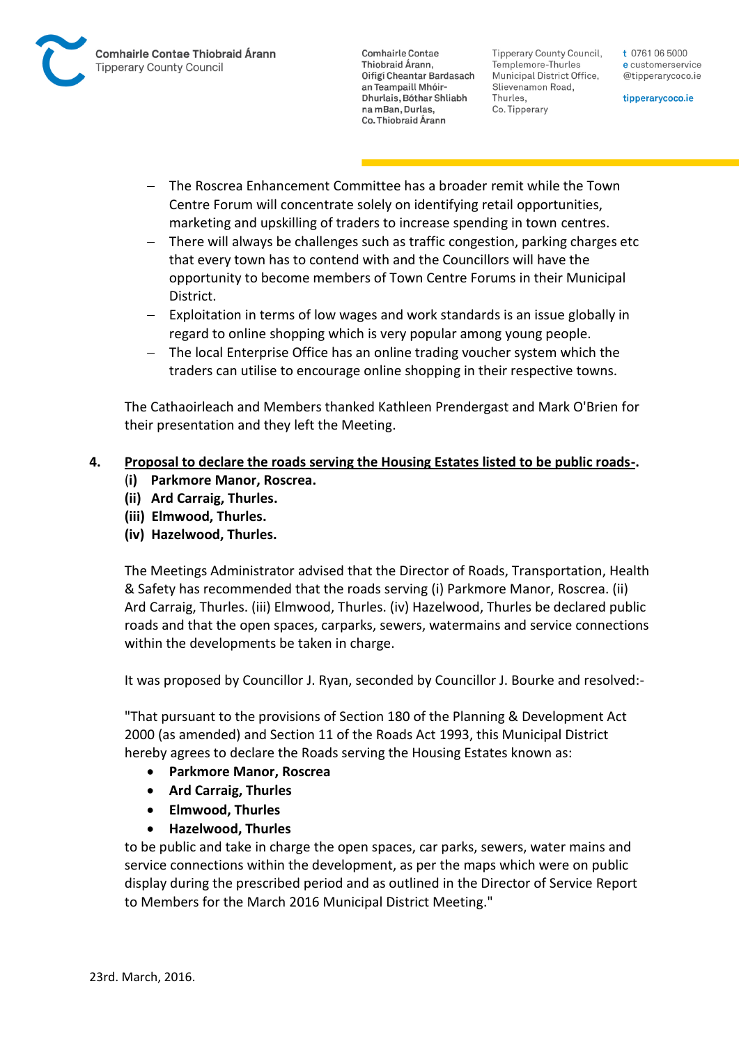- The Roscrea Enhancement Committee has a broader remit while the Town Centre Forum will concentrate solely on identifying retail opportunities, marketing and upskilling of traders to increase spending in town centres.
- There will always be challenges such as traffic congestion, parking charges etc that every town has to contend with and the Councillors will have the opportunity to become members of Town Centre Forums in their Municipal District.
- Exploitation in terms of low wages and work standards is an issue globally in regard to online shopping which is very popular among young people.
- The local Enterprise Office has an online trading voucher system which the traders can utilise to encourage online shopping in their respective towns.

The Cathaoirleach and Members thanked Kathleen Prendergast and Mark O'Brien for their presentation and they left the Meeting.

**4. <u>Proposal to declare the roads serving the Housing Estates listed to be public roads-</u>.**

**(i) Parkmore Manor, Roscrea.**
**(ii) Ard Carraig, Thurles.**
**(iii) Elmwood, Thurles.**
**(iv) Hazelwood, Thurles.**

The Meetings Administrator advised that the Director of Roads, Transportation, Health & Safety has recommended that the roads serving (i) Parkmore Manor, Roscrea. (ii) Ard Carraig, Thurles. (iii) Elmwood, Thurles. (iv) Hazelwood, Thurles be declared public roads and that the open spaces, carparks, sewers, watermains and service connections within the developments be taken in charge.

It was proposed by Councillor J. Ryan, seconded by Councillor J. Bourke and resolved:-

"That pursuant to the provisions of Section 180 of the Planning & Development Act 2000 (as amended) and Section 11 of the Roads Act 1993, this Municipal District hereby agrees to declare the Roads serving the Housing Estates known as:

- **Parkmore Manor, Roscrea**
- **Ard Carraig, Thurles**
- **Elmwood, Thurles**
- **Hazelwood, Thurles**

to be public and take in charge the open spaces, car parks, sewers, water mains and service connections within the development, as per the maps which were on public display during the prescribed period and as outlined in the Director of Service Report to Members for the March 2016 Municipal District Meeting."

23rd. March, 2016.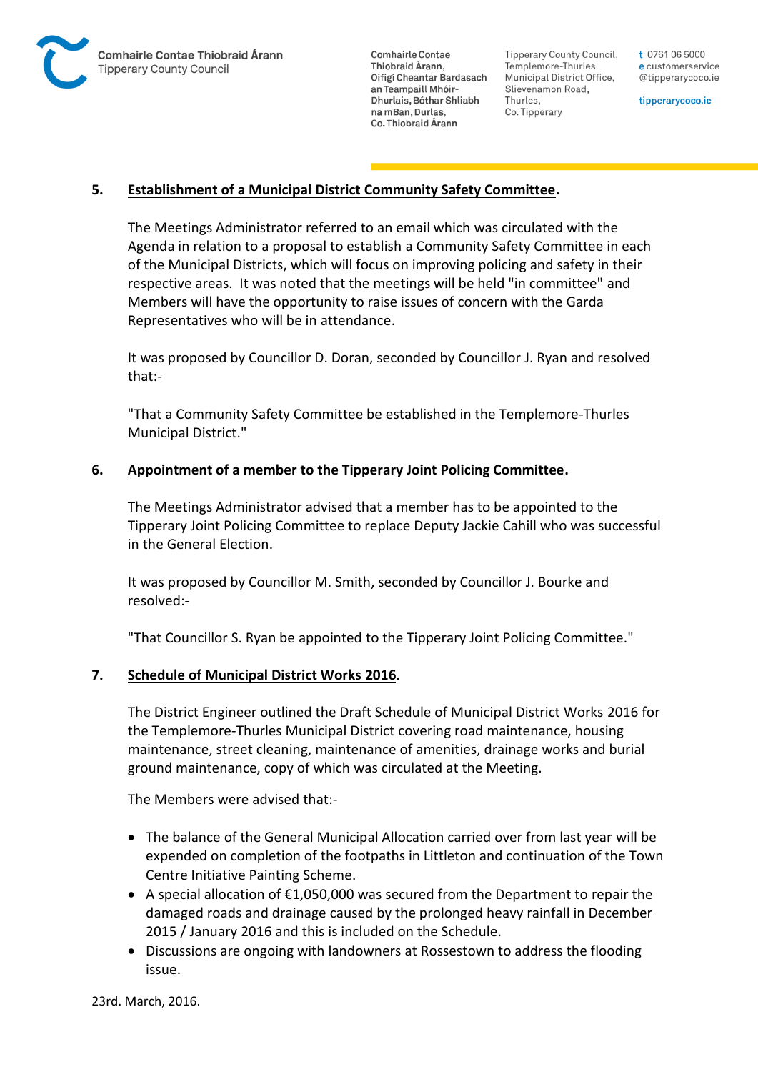## 5. Establishment of a Municipal District Community Safety Committee.

The Meetings Administrator referred to an email which was circulated with the Agenda in relation to a proposal to establish a Community Safety Committee in each of the Municipal Districts, which will focus on improving policing and safety in their respective areas. It was noted that the meetings will be held "in committee" and Members will have the opportunity to raise issues of concern with the Garda Representatives who will be in attendance.

It was proposed by Councillor D. Doran, seconded by Councillor J. Ryan and resolved that:-

"That a Community Safety Committee be established in the Templemore-Thurles Municipal District."

## 6. Appointment of a member to the Tipperary Joint Policing Committee.

The Meetings Administrator advised that a member has to be appointed to the Tipperary Joint Policing Committee to replace Deputy Jackie Cahill who was successful in the General Election.

It was proposed by Councillor M. Smith, seconded by Councillor J. Bourke and resolved:-

"That Councillor S. Ryan be appointed to the Tipperary Joint Policing Committee."

## 7. Schedule of Municipal District Works 2016.

The District Engineer outlined the Draft Schedule of Municipal District Works 2016 for the Templemore-Thurles Municipal District covering road maintenance, housing maintenance, street cleaning, maintenance of amenities, drainage works and burial ground maintenance, copy of which was circulated at the Meeting.

The Members were advised that:-

- The balance of the General Municipal Allocation carried over from last year will be expended on completion of the footpaths in Littleton and continuation of the Town Centre Initiative Painting Scheme.
- A special allocation of €1,050,000 was secured from the Department to repair the damaged roads and drainage caused by the prolonged heavy rainfall in December 2015 / January 2016 and this is included on the Schedule.
- Discussions are ongoing with landowners at Rossestown to address the flooding issue.

23rd. March, 2016.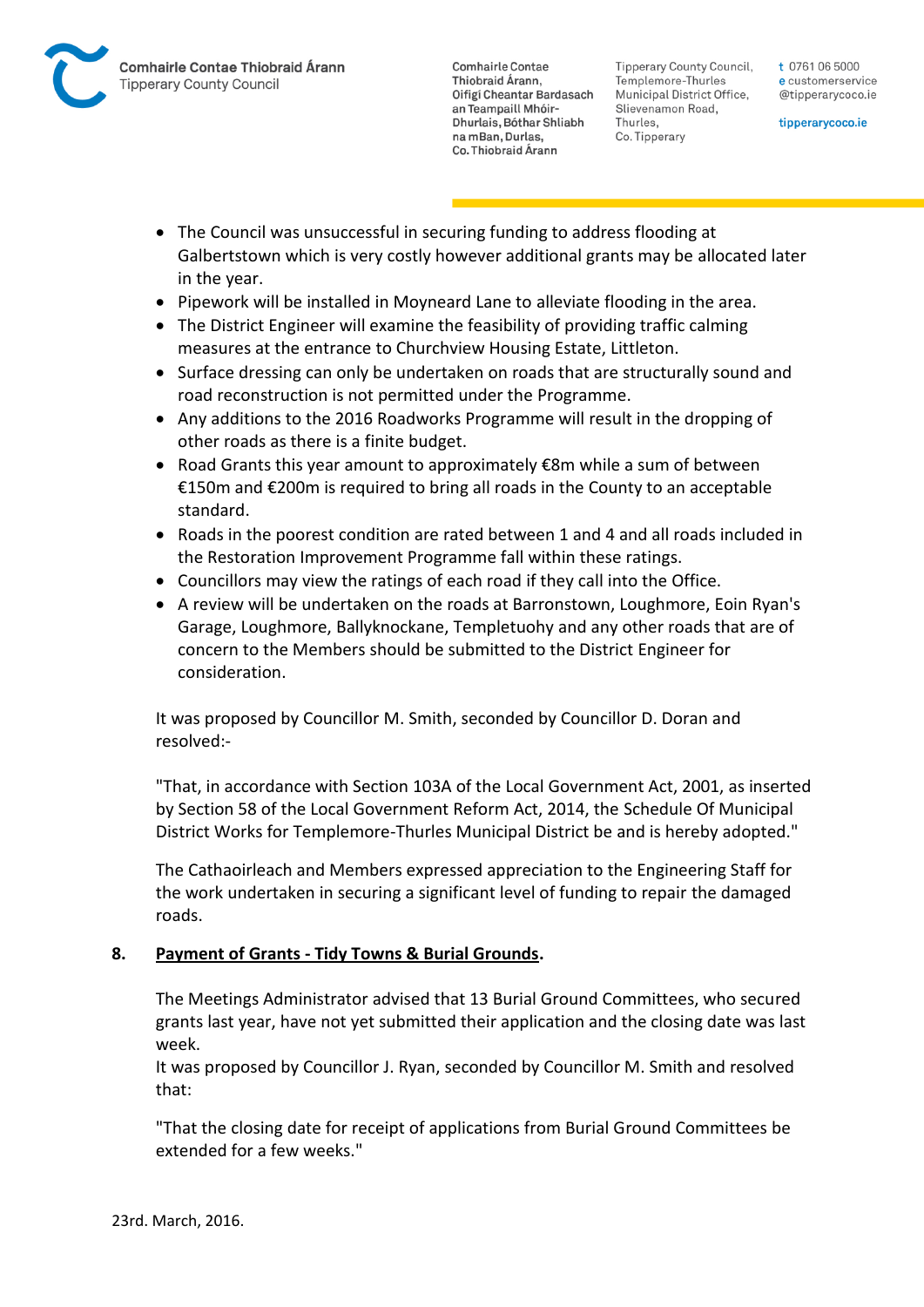- The Council was unsuccessful in securing funding to address flooding at Galbertstown which is very costly however additional grants may be allocated later in the year.
- Pipework will be installed in Moyneard Lane to alleviate flooding in the area.
- The District Engineer will examine the feasibility of providing traffic calming measures at the entrance to Churchview Housing Estate, Littleton.
- Surface dressing can only be undertaken on roads that are structurally sound and road reconstruction is not permitted under the Programme.
- Any additions to the 2016 Roadworks Programme will result in the dropping of other roads as there is a finite budget.
- Road Grants this year amount to approximately €8m while a sum of between €150m and €200m is required to bring all roads in the County to an acceptable standard.
- Roads in the poorest condition are rated between 1 and 4 and all roads included in the Restoration Improvement Programme fall within these ratings.
- Councillors may view the ratings of each road if they call into the Office.
- A review will be undertaken on the roads at Barronstown, Loughmore, Eoin Ryan's Garage, Loughmore, Ballyknockane, Templetuohy and any other roads that are of concern to the Members should be submitted to the District Engineer for consideration.

It was proposed by Councillor M. Smith, seconded by Councillor D. Doran and resolved:-

"That, in accordance with Section 103A of the Local Government Act, 2001, as inserted by Section 58 of the Local Government Reform Act, 2014, the Schedule Of Municipal District Works for Templemore-Thurles Municipal District be and is hereby adopted."

The Cathaoirleach and Members expressed appreciation to the Engineering Staff for the work undertaken in securing a significant level of funding to repair the damaged roads.

**8. <u>Payment of Grants - Tidy Towns & Burial Grounds</u>.**

The Meetings Administrator advised that 13 Burial Ground Committees, who secured grants last year, have not yet submitted their application and the closing date was last week.
It was proposed by Councillor J. Ryan, seconded by Councillor M. Smith and resolved that:

"That the closing date for receipt of applications from Burial Ground Committees be extended for a few weeks."

23rd. March, 2016.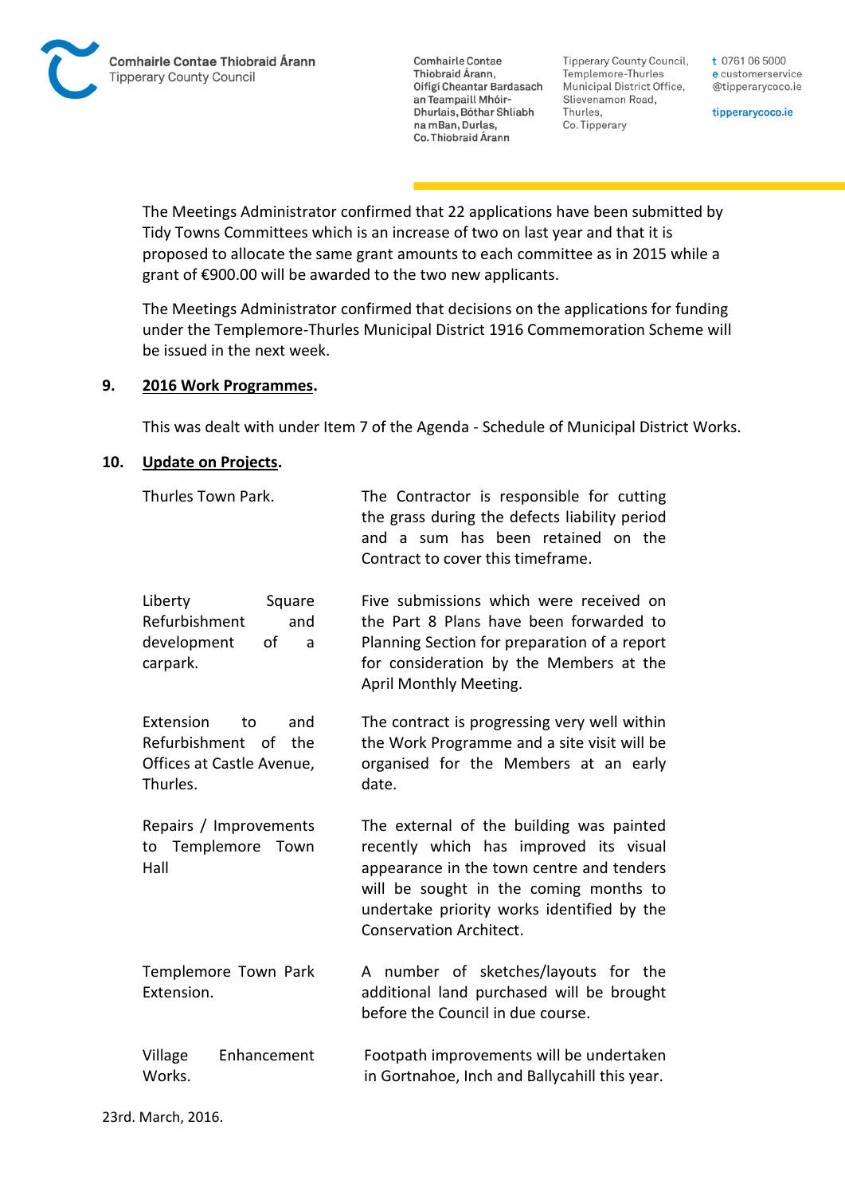The Meetings Administrator confirmed that 22 applications have been submitted by Tidy Towns Committees which is an increase of two on last year and that it is proposed to allocate the same grant amounts to each committee as in 2015 while a grant of €900.00 will be awarded to the two new applicants.

The Meetings Administrator confirmed that decisions on the applications for funding under the Templemore-Thurles Municipal District 1916 Commemoration Scheme will be issued in the next week.

**9. 2016 Work Programmes.**

This was dealt with under Item 7 of the Agenda - Schedule of Municipal District Works.

**10. Update on Projects.**

| | |
|---|---|
| Thurles Town Park. | The Contractor is responsible for cutting the grass during the defects liability period and a sum has been retained on the Contract to cover this timeframe. |
| Liberty Square Refurbishment and development of a carpark. | Five submissions which were received on the Part 8 Plans have been forwarded to Planning Section for preparation of a report for consideration by the Members at the April Monthly Meeting. |
| Extension to and Refurbishment of the Offices at Castle Avenue, Thurles. | The contract is progressing very well within the Work Programme and a site visit will be organised for the Members at an early date. |
| Repairs / Improvements to Templemore Town Hall | The external of the building was painted recently which has improved its visual appearance in the town centre and tenders will be sought in the coming months to undertake priority works identified by the Conservation Architect. |
| Templemore Town Park Extension. | A number of sketches/layouts for the additional land purchased will be brought before the Council in due course. |
| Village Enhancement Works. | Footpath improvements will be undertaken in Gortnahoe, Inch and Ballycahill this year. |

23rd. March, 2016.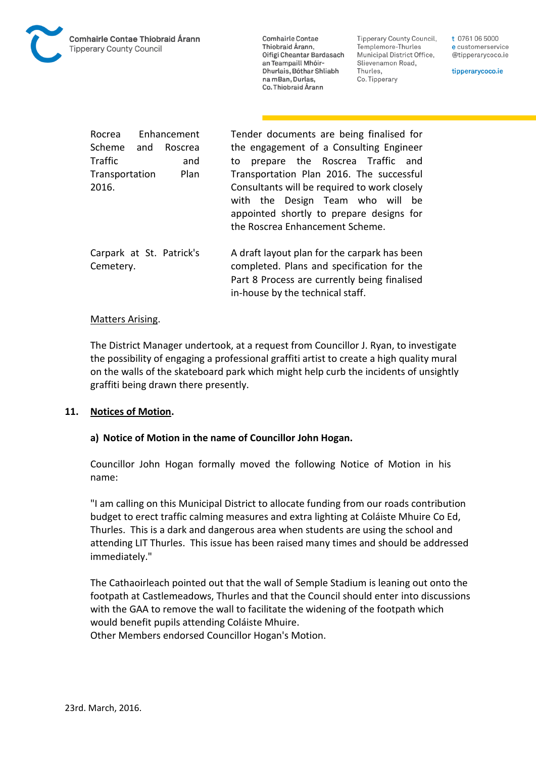| | |
|---|---|
| Rocrea Enhancement Scheme and Roscrea Traffic and Transportation Plan 2016. | Tender documents are being finalised for the engagement of a Consulting Engineer to prepare the Roscrea Traffic and Transportation Plan 2016. The successful Consultants will be required to work closely with the Design Team who will be appointed shortly to prepare designs for the Roscrea Enhancement Scheme. |
| Carpark at St. Patrick's Cemetery. | A draft layout plan for the carpark has been completed. Plans and specification for the Part 8 Process are currently being finalised in-house by the technical staff. |

Matters Arising.

The District Manager undertook, at a request from Councillor J. Ryan, to investigate the possibility of engaging a professional graffiti artist to create a high quality mural on the walls of the skateboard park which might help curb the incidents of unsightly graffiti being drawn there presently.

## 11. Notices of Motion.

### a) Notice of Motion in the name of Councillor John Hogan.

Councillor John Hogan formally moved the following Notice of Motion in his name:

"I am calling on this Municipal District to allocate funding from our roads contribution budget to erect traffic calming measures and extra lighting at Coláiste Mhuire Co Ed, Thurles. This is a dark and dangerous area when students are using the school and attending LIT Thurles. This issue has been raised many times and should be addressed immediately."

The Cathaoirleach pointed out that the wall of Semple Stadium is leaning out onto the footpath at Castlemeadows, Thurles and that the Council should enter into discussions with the GAA to remove the wall to facilitate the widening of the footpath which would benefit pupils attending Coláiste Mhuire.
Other Members endorsed Councillor Hogan's Motion.

23rd. March, 2016.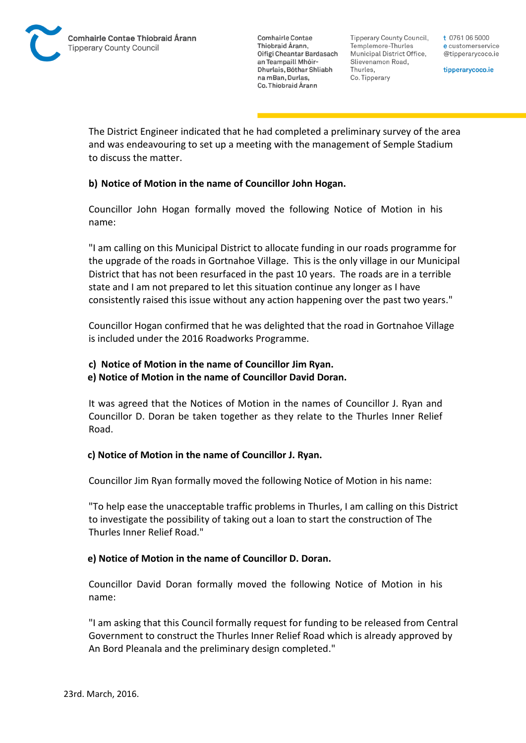The District Engineer indicated that he had completed a preliminary survey of the area and was endeavouring to set up a meeting with the management of Semple Stadium to discuss the matter.

**b) Notice of Motion in the name of Councillor John Hogan.**

Councillor John Hogan formally moved the following Notice of Motion in his name:

"I am calling on this Municipal District to allocate funding in our roads programme for the upgrade of the roads in Gortnahoe Village. This is the only village in our Municipal District that has not been resurfaced in the past 10 years. The roads are in a terrible state and I am not prepared to let this situation continue any longer as I have consistently raised this issue without any action happening over the past two years."

Councillor Hogan confirmed that he was delighted that the road in Gortnahoe Village is included under the 2016 Roadworks Programme.

**c) Notice of Motion in the name of Councillor Jim Ryan.**
**e) Notice of Motion in the name of Councillor David Doran.**

It was agreed that the Notices of Motion in the names of Councillor J. Ryan and Councillor D. Doran be taken together as they relate to the Thurles Inner Relief Road.

**c) Notice of Motion in the name of Councillor J. Ryan.**

Councillor Jim Ryan formally moved the following Notice of Motion in his name:

"To help ease the unacceptable traffic problems in Thurles, I am calling on this District to investigate the possibility of taking out a loan to start the construction of The Thurles Inner Relief Road."

**e) Notice of Motion in the name of Councillor D. Doran.**

Councillor David Doran formally moved the following Notice of Motion in his name:

"I am asking that this Council formally request for funding to be released from Central Government to construct the Thurles Inner Relief Road which is already approved by An Bord Pleanala and the preliminary design completed."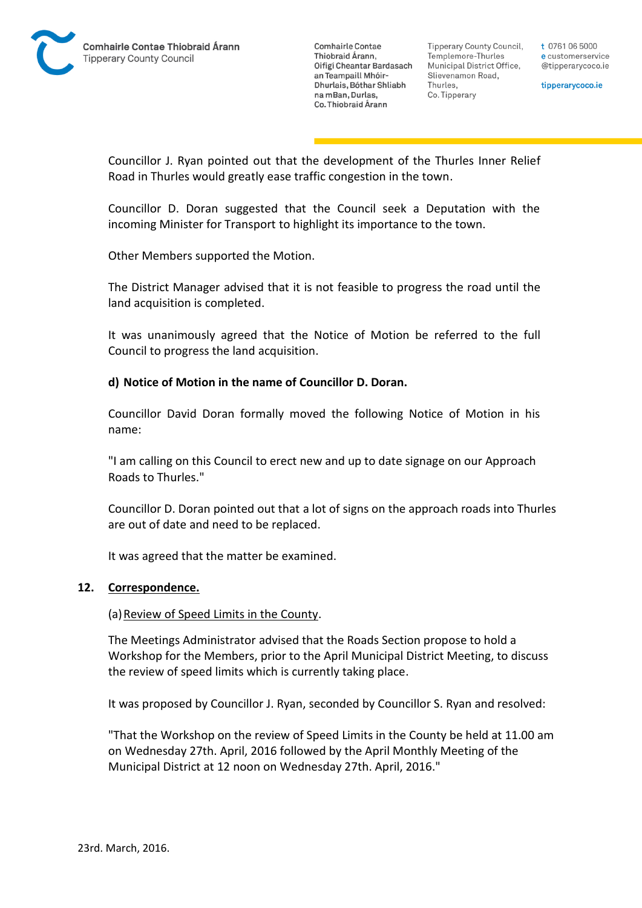Councillor J. Ryan pointed out that the development of the Thurles Inner Relief Road in Thurles would greatly ease traffic congestion in the town.

Councillor D. Doran suggested that the Council seek a Deputation with the incoming Minister for Transport to highlight its importance to the town.

Other Members supported the Motion.

The District Manager advised that it is not feasible to progress the road until the land acquisition is completed.

It was unanimously agreed that the Notice of Motion be referred to the full Council to progress the land acquisition.

**d) Notice of Motion in the name of Councillor D. Doran.**

Councillor David Doran formally moved the following Notice of Motion in his name:

"I am calling on this Council to erect new and up to date signage on our Approach Roads to Thurles."

Councillor D. Doran pointed out that a lot of signs on the approach roads into Thurles are out of date and need to be replaced.

It was agreed that the matter be examined.

## 12. Correspondence.

(a) Review of Speed Limits in the County.

The Meetings Administrator advised that the Roads Section propose to hold a Workshop for the Members, prior to the April Municipal District Meeting, to discuss the review of speed limits which is currently taking place.

It was proposed by Councillor J. Ryan, seconded by Councillor S. Ryan and resolved:

"That the Workshop on the review of Speed Limits in the County be held at 11.00 am on Wednesday 27th. April, 2016 followed by the April Monthly Meeting of the Municipal District at 12 noon on Wednesday 27th. April, 2016."

23rd. March, 2016.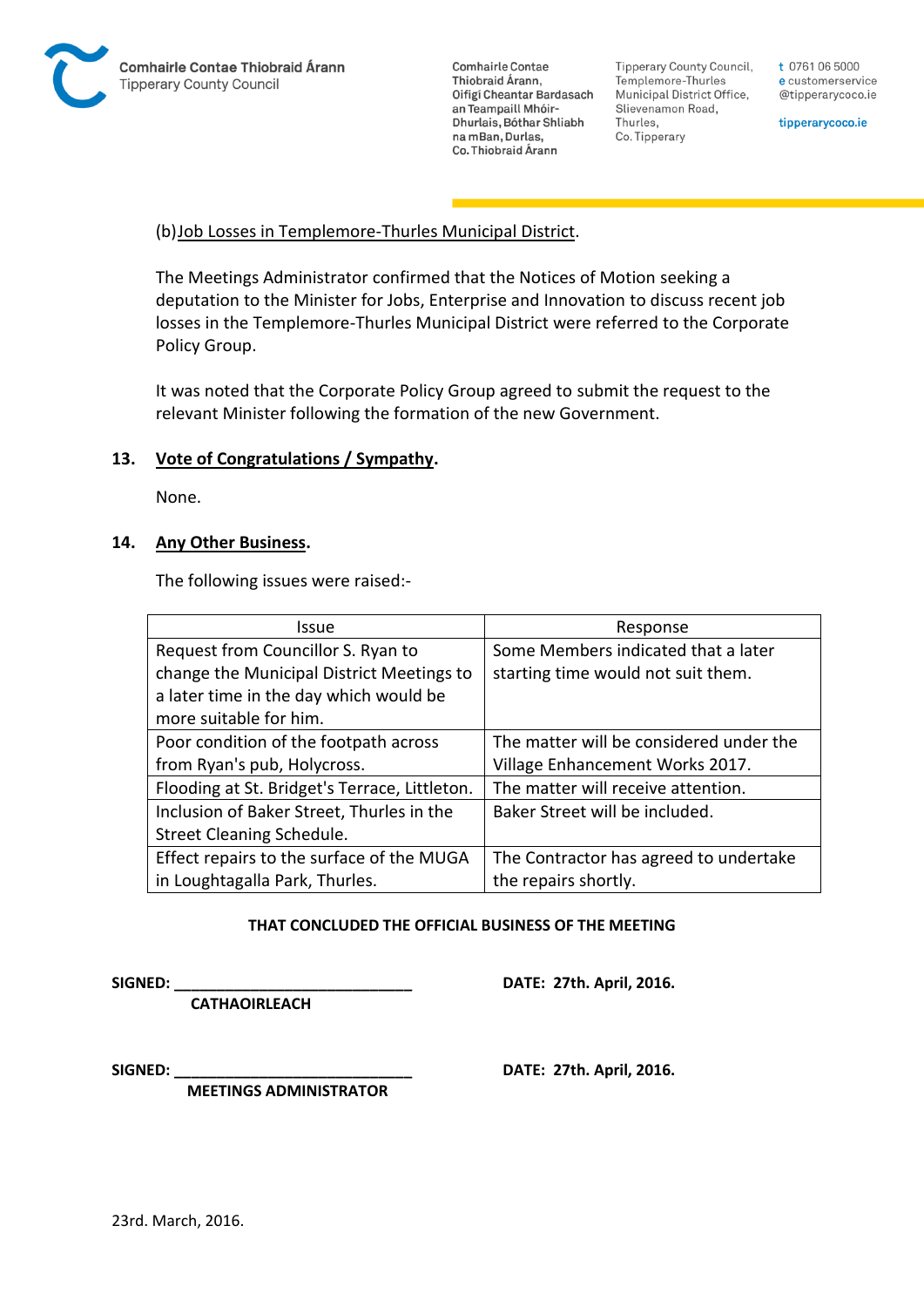(b) Job Losses in Templemore-Thurles Municipal District.

The Meetings Administrator confirmed that the Notices of Motion seeking a deputation to the Minister for Jobs, Enterprise and Innovation to discuss recent job losses in the Templemore-Thurles Municipal District were referred to the Corporate Policy Group.

It was noted that the Corporate Policy Group agreed to submit the request to the relevant Minister following the formation of the new Government.

**13. Vote of Congratulations / Sympathy.**

None.

**14. Any Other Business.**

The following issues were raised:-

| Issue | Response |
|---|---|
| Request from Councillor S. Ryan to change the Municipal District Meetings to a later time in the day which would be more suitable for him. | Some Members indicated that a later starting time would not suit them. |
| Poor condition of the footpath across from Ryan's pub, Holycross. | The matter will be considered under the Village Enhancement Works 2017. |
| Flooding at St. Bridget's Terrace, Littleton. | The matter will receive attention. |
| Inclusion of Baker Street, Thurles in the Street Cleaning Schedule. | Baker Street will be included. |
| Effect repairs to the surface of the MUGA in Loughtagalla Park, Thurles. | The Contractor has agreed to undertake the repairs shortly. |

**THAT CONCLUDED THE OFFICIAL BUSINESS OF THE MEETING**

**SIGNED: ____________________________** **DATE: 27th. April, 2016.**
**CATHAOIRLEACH**

**SIGNED: ____________________________** **DATE: 27th. April, 2016.**
**MEETINGS ADMINISTRATOR**

23rd. March, 2016.